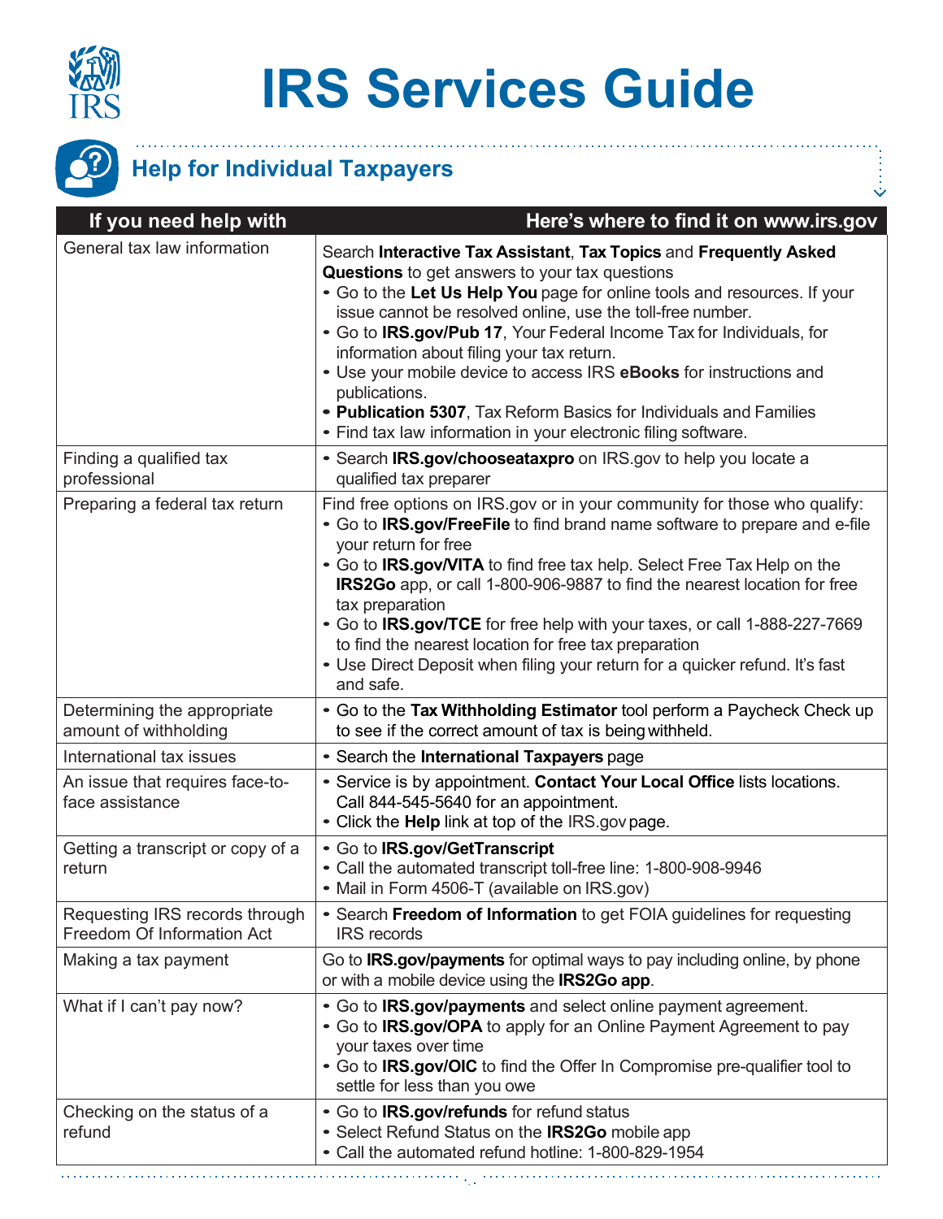# IRS Services Guide

## Help for Individual Taxpayers

| If you need help with | Here's where to find it on www.irs.gov |
|---|---|
| General tax law information | Search **Interactive Tax Assistant**, **Tax Topics** and **Frequently Asked Questions** to get answers to your tax questions<br>• Go to the **Let Us Help You** page for online tools and resources. If your issue cannot be resolved online, use the toll-free number.<br>• Go to **IRS.gov/Pub 17**, Your Federal Income Tax for Individuals, for information about filing your tax return.<br>• Use your mobile device to access IRS **eBooks** for instructions and publications.<br>• **Publication 5307**, Tax Reform Basics for Individuals and Families<br>• Find tax law information in your electronic filing software. |
| Finding a qualified tax professional | • Search **IRS.gov/chooseataxpro** on IRS.gov to help you locate a qualified tax preparer |
| Preparing a federal tax return | Find free options on IRS.gov or in your community for those who qualify:<br>• Go to **IRS.gov/FreeFile** to find brand name software to prepare and e-file your return for free<br>• Go to **IRS.gov/VITA** to find free tax help. Select Free Tax Help on the **IRS2Go** app, or call 1-800-906-9887 to find the nearest location for free tax preparation<br>• Go to **IRS.gov/TCE** for free help with your taxes, or call 1-888-227-7669 to find the nearest location for free tax preparation<br>• Use Direct Deposit when filing your return for a quicker refund. It's fast and safe. |
| Determining the appropriate amount of withholding | • Go to the **Tax Withholding Estimator** tool perform a Paycheck Check up to see if the correct amount of tax is being withheld. |
| International tax issues | • Search the **International Taxpayers** page |
| An issue that requires face-to-face assistance | • Service is by appointment. **Contact Your Local Office** lists locations. Call 844-545-5640 for an appointment.<br>• Click the **Help** link at top of the IRS.gov page. |
| Getting a transcript or copy of a return | • Go to **IRS.gov/GetTranscript**<br>• Call the automated transcript toll-free line: 1-800-908-9946<br>• Mail in Form 4506-T (available on IRS.gov) |
| Requesting IRS records through Freedom Of Information Act | • Search **Freedom of Information** to get FOIA guidelines for requesting IRS records |
| Making a tax payment | Go to **IRS.gov/payments** for optimal ways to pay including online, by phone or with a mobile device using the **IRS2Go app**. |
| What if I can't pay now? | • Go to **IRS.gov/payments** and select online payment agreement.<br>• Go to **IRS.gov/OPA** to apply for an Online Payment Agreement to pay your taxes over time<br>• Go to **IRS.gov/OIC** to find the Offer In Compromise pre-qualifier tool to settle for less than you owe |
| Checking on the status of a refund | • Go to **IRS.gov/refunds** for refund status<br>• Select Refund Status on the **IRS2Go** mobile app<br>• Call the automated refund hotline: 1-800-829-1954 |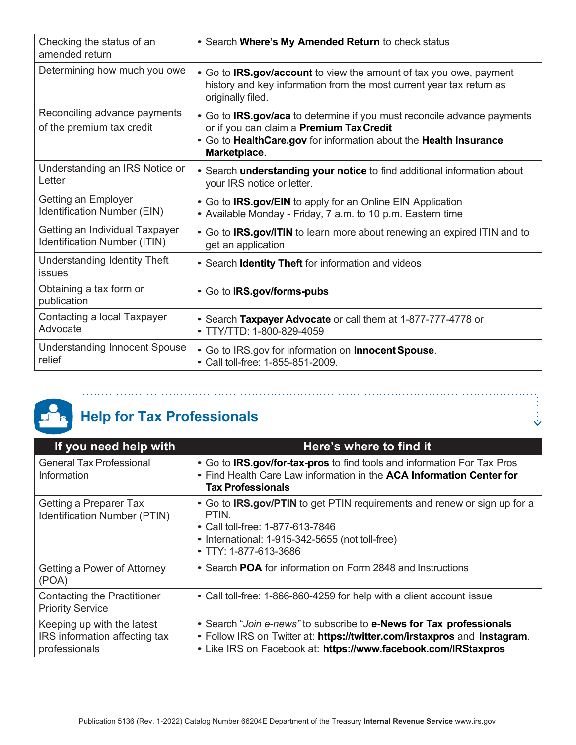| | |
|---|---|
| Checking the status of an amended return | • Search **Where's My Amended Return** to check status |
| Determining how much you owe | • Go to **IRS.gov/account** to view the amount of tax you owe, payment history and key information from the most current year tax return as originally filed. |
| Reconciling advance payments of the premium tax credit | • Go to **IRS.gov/aca** to determine if you must reconcile advance payments or if you can claim a **Premium Tax Credit**<br>• Go to **HealthCare.gov** for information about the **Health Insurance Marketplace**. |
| Understanding an IRS Notice or Letter | • Search **understanding your notice** to find additional information about your IRS notice or letter. |
| Getting an Employer Identification Number (EIN) | • Go to **IRS.gov/EIN** to apply for an Online EIN Application<br>• Available Monday - Friday, 7 a.m. to 10 p.m. Eastern time |
| Getting an Individual Taxpayer Identification Number (ITIN) | • Go to **IRS.gov/ITIN** to learn more about renewing an expired ITIN and to get an application |
| Understanding Identity Theft issues | • Search **Identity Theft** for information and videos |
| Obtaining a tax form or publication | • Go to **IRS.gov/forms-pubs** |
| Contacting a local Taxpayer Advocate | • Search **Taxpayer Advocate** or call them at 1-877-777-4778 or<br>• TTY/TTD: 1-800-829-4059 |
| Understanding Innocent Spouse relief | • Go to IRS.gov for information on **Innocent Spouse**.<br>• Call toll-free: 1-855-851-2009. |

## Help for Tax Professionals

| If you need help with | Here's where to find it |
|---|---|
| General Tax Professional Information | • Go to **IRS.gov/for-tax-pros** to find tools and information For Tax Pros<br>• Find Health Care Law information in the **ACA Information Center for Tax Professionals** |
| Getting a Preparer Tax Identification Number (PTIN) | • Go to **IRS.gov/PTIN** to get PTIN requirements and renew or sign up for a PTIN.<br>• Call toll-free: 1-877-613-7846<br>• International: 1-915-342-5655 (not toll-free)<br>• TTY: 1-877-613-3686 |
| Getting a Power of Attorney (POA) | • Search **POA** for information on Form 2848 and Instructions |
| Contacting the Practitioner Priority Service | • Call toll-free: 1-866-860-4259 for help with a client account issue |
| Keeping up with the latest IRS information affecting tax professionals | • Search "*Join e-news*" to subscribe to **e-News for Tax professionals**<br>• Follow IRS on Twitter at: **https://twitter.com/irstaxpros** and **Instagram**.<br>• Like IRS on Facebook at: **https://www.facebook.com/IRStaxpros** |

Publication 5136 (Rev. 1-2022) Catalog Number 66204E Department of the Treasury **Internal Revenue Service** www.irs.gov